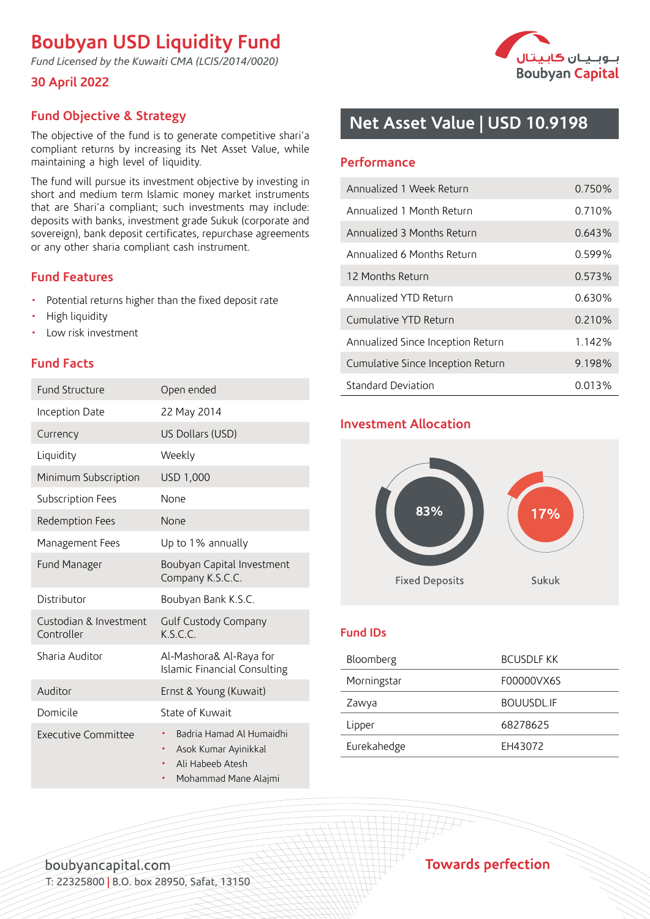# Boubyan USD Liquidity Fund

*Fund Licensed by the Kuwaiti CMA (LCIS/2014/0020)*

**30 April 2022**

بـوبـيـان كابيتال
Boubyan Capital

## Fund Objective & Strategy

The objective of the fund is to generate competitive shari'a compliant returns by increasing its Net Asset Value, while maintaining a high level of liquidity.

The fund will pursue its investment objective by investing in short and medium term Islamic money market instruments that are Shari'a compliant; such investments may include: deposits with banks, investment grade Sukuk (corporate and sovereign), bank deposit certificates, repurchase agreements or any other sharia compliant cash instrument.

## Fund Features

- Potential returns higher than the fixed deposit rate
- High liquidity
- Low risk investment

## Fund Facts

| | |
|---|---|
| Fund Structure | Open ended |
| Inception Date | 22 May 2014 |
| Currency | US Dollars (USD) |
| Liquidity | Weekly |
| Minimum Subscription | USD 1,000 |
| Subscription Fees | None |
| Redemption Fees | None |
| Management Fees | Up to 1% annually |
| Fund Manager | Boubyan Capital Investment Company K.S.C.C. |
| Distributor | Boubyan Bank K.S.C. |
| Custodian & Investment Controller | Gulf Custody Company K.S.C.C. |
| Sharia Auditor | Al-Mashora& Al-Raya for Islamic Financial Consulting |
| Auditor | Ernst & Young (Kuwait) |
| Domicile | State of Kuwait |
| Executive Committee | • Badria Hamad Al Humaidhi<br>• Asok Kumar Ayinikkal<br>• Ali Habeeb Atesh<br>• Mohammad Mane Alajmi |

## Net Asset Value | USD 10.9198

## Performance

| | |
|---|---|
| Annualized 1 Week Return | 0.750% |
| Annualized 1 Month Return | 0.710% |
| Annualized 3 Months Return | 0.643% |
| Annualized 6 Months Return | 0.599% |
| 12 Months Return | 0.573% |
| Annualized YTD Return | 0.630% |
| Cumulative YTD Return | 0.210% |
| Annualized Since Inception Return | 1.142% |
| Cumulative Since Inception Return | 9.198% |
| Standard Deviation | 0.013% |

## Investment Allocation

83% Fixed Deposits

17% Sukuk

## Fund IDs

| | |
|---|---|
| Bloomberg | BCUSDLF KK |
| Morningstar | F00000VX6S |
| Zawya | BOUUSDL.IF |
| Lipper | 68278625 |
| Eurekahedge | EH43072 |

boubyancapital.com
T: 22325800 | B.O. box 28950, Safat, 13150

**Towards perfection**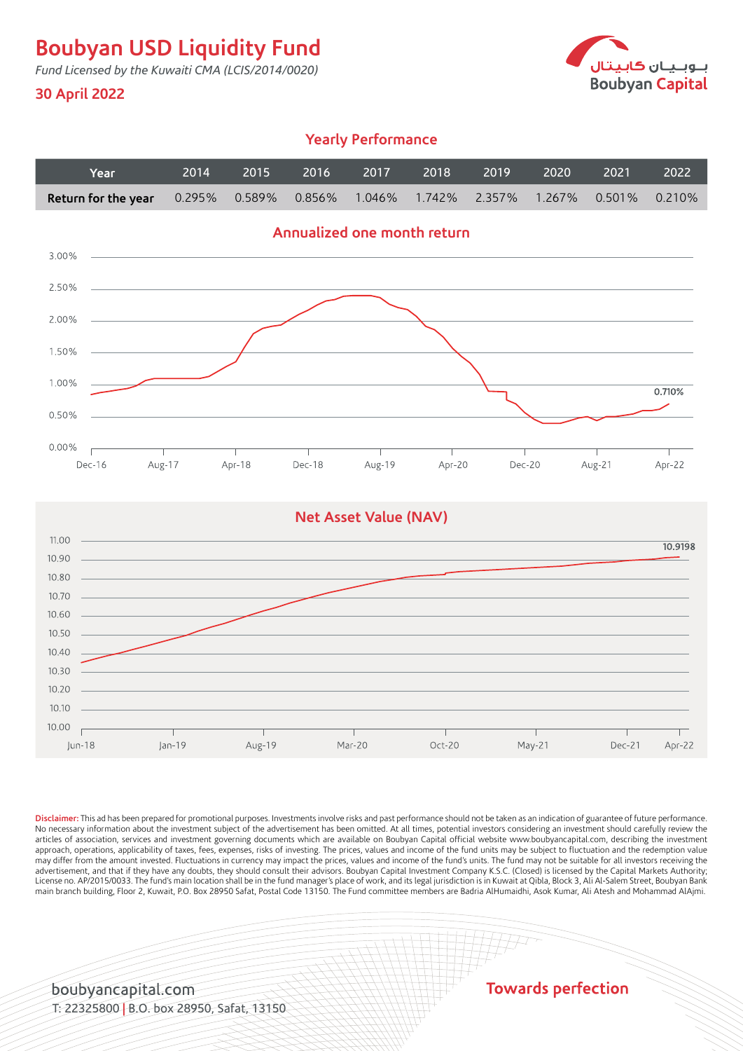# Boubyan USD Liquidity Fund

*Fund Licensed by the Kuwaiti CMA (LCIS/2014/0020)*

## 30 April 2022

بـوبـيـان كابيتال
Boubyan Capital

## Yearly Performance

| Year | 2014 | 2015 | 2016 | 2017 | 2018 | 2019 | 2020 | 2021 | 2022 |
|---|---|---|---|---|---|---|---|---|---|
| **Return for the year** | 0.295% | 0.589% | 0.856% | 1.046% | 1.742% | 2.357% | 1.267% | 0.501% | 0.210% |

## Annualized one month return

3.00%
2.50%
2.00%
1.50%
1.00%
0.50%
0.00%

Dec-16 Aug-17 Apr-18 Dec-18 Aug-19 Apr-20 Dec-20 Aug-21 Apr-22

0.710%

## Net Asset Value (NAV)

11.00
10.90
10.80
10.70
10.60
10.50
10.40
10.30
10.20
10.10
10.00

Jun-18 Jan-19 Aug-19 Mar-20 Oct-20 May-21 Dec-21 Apr-22

10.9198

**Disclaimer:** This ad has been prepared for promotional purposes. Investments involve risks and past performance should not be taken as an indication of guarantee of future performance. No necessary information about the investment subject of the advertisement has been omitted. At all times, potential investors considering an investment should carefully review the articles of association, services and investment governing documents which are available on Boubyan Capital official website www.boubyancapital.com, describing the investment approach, operations, applicability of taxes, fees, expenses, risks of investing. The prices, values and income of the fund units may be subject to fluctuation and the redemption value may differ from the amount invested. Fluctuations in currency may impact the prices, values and income of the fund's units. The fund may not be suitable for all investors receiving the advertisement, and that if they have any doubts, they should consult their advisors. Boubyan Capital Investment Company K.S.C. (Closed) is licensed by the Capital Markets Authority; License no. AP/2015/0033. The fund's main location shall be in the fund manager's place of work, and its legal jurisdiction is in Kuwait at Qibla, Block 3, Ali Al-Salem Street, Boubyan Bank main branch building, Floor 2, Kuwait, P.O. Box 28950 Safat, Postal Code 13150. The Fund committee members are Badria AlHumaidhi, Asok Kumar, Ali Atesh and Mohammad AlAjmi.

boubyancapital.com
T: 22325800 | B.O. box 28950, Safat, 13150

**Towards perfection**